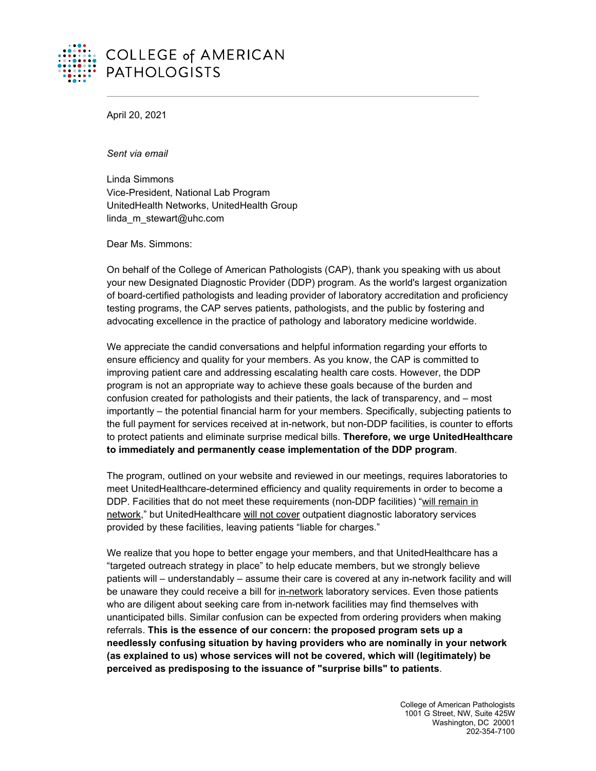# COLLEGE of AMERICAN PATHOLOGISTS

April 20, 2021

*Sent via email*

Linda Simmons
Vice-President, National Lab Program
UnitedHealth Networks, UnitedHealth Group
linda_m_stewart@uhc.com

Dear Ms. Simmons:

On behalf of the College of American Pathologists (CAP), thank you speaking with us about your new Designated Diagnostic Provider (DDP) program. As the world's largest organization of board-certified pathologists and leading provider of laboratory accreditation and proficiency testing programs, the CAP serves patients, pathologists, and the public by fostering and advocating excellence in the practice of pathology and laboratory medicine worldwide.

We appreciate the candid conversations and helpful information regarding your efforts to ensure efficiency and quality for your members. As you know, the CAP is committed to improving patient care and addressing escalating health care costs. However, the DDP program is not an appropriate way to achieve these goals because of the burden and confusion created for pathologists and their patients, the lack of transparency, and – most importantly – the potential financial harm for your members. Specifically, subjecting patients to the full payment for services received at in-network, but non-DDP facilities, is counter to efforts to protect patients and eliminate surprise medical bills. **Therefore, we urge UnitedHealthcare to immediately and permanently cease implementation of the DDP program**.

The program, outlined on your website and reviewed in our meetings, requires laboratories to meet UnitedHealthcare-determined efficiency and quality requirements in order to become a DDP. Facilities that do not meet these requirements (non-DDP facilities) "will remain in network," but UnitedHealthcare will not cover outpatient diagnostic laboratory services provided by these facilities, leaving patients "liable for charges."

We realize that you hope to better engage your members, and that UnitedHealthcare has a "targeted outreach strategy in place" to help educate members, but we strongly believe patients will – understandably – assume their care is covered at any in-network facility and will be unaware they could receive a bill for in-network laboratory services. Even those patients who are diligent about seeking care from in-network facilities may find themselves with unanticipated bills. Similar confusion can be expected from ordering providers when making referrals. **This is the essence of our concern: the proposed program sets up a needlessly confusing situation by having providers who are nominally in your network (as explained to us) whose services will not be covered, which will (legitimately) be perceived as predisposing to the issuance of "surprise bills" to patients**.

College of American Pathologists
1001 G Street, NW, Suite 425W
Washington, DC 20001
202-354-7100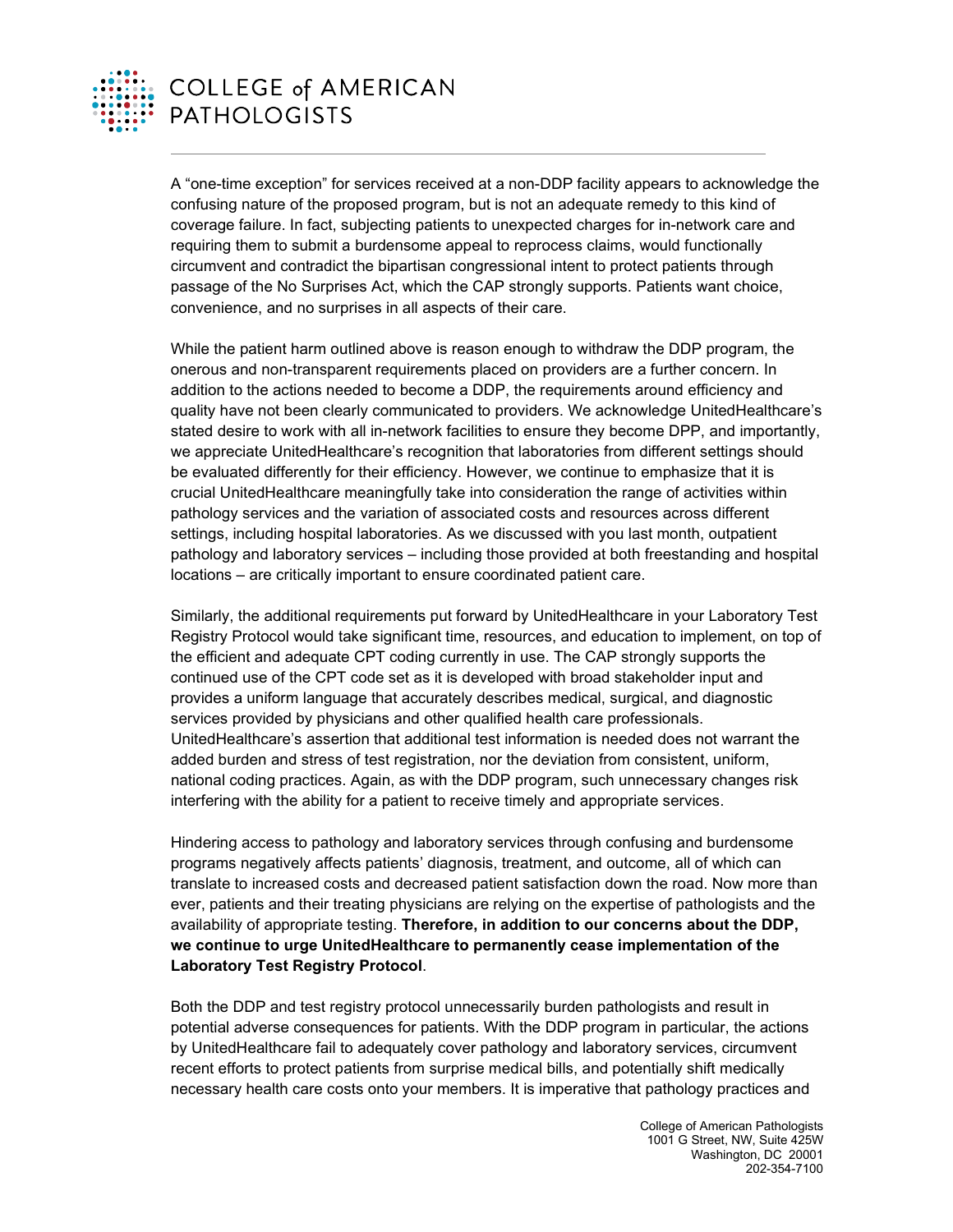A "one-time exception" for services received at a non-DDP facility appears to acknowledge the confusing nature of the proposed program, but is not an adequate remedy to this kind of coverage failure. In fact, subjecting patients to unexpected charges for in-network care and requiring them to submit a burdensome appeal to reprocess claims, would functionally circumvent and contradict the bipartisan congressional intent to protect patients through passage of the No Surprises Act, which the CAP strongly supports. Patients want choice, convenience, and no surprises in all aspects of their care.

While the patient harm outlined above is reason enough to withdraw the DDP program, the onerous and non-transparent requirements placed on providers are a further concern. In addition to the actions needed to become a DDP, the requirements around efficiency and quality have not been clearly communicated to providers. We acknowledge UnitedHealthcare's stated desire to work with all in-network facilities to ensure they become DPP, and importantly, we appreciate UnitedHealthcare's recognition that laboratories from different settings should be evaluated differently for their efficiency. However, we continue to emphasize that it is crucial UnitedHealthcare meaningfully take into consideration the range of activities within pathology services and the variation of associated costs and resources across different settings, including hospital laboratories. As we discussed with you last month, outpatient pathology and laboratory services – including those provided at both freestanding and hospital locations – are critically important to ensure coordinated patient care.

Similarly, the additional requirements put forward by UnitedHealthcare in your Laboratory Test Registry Protocol would take significant time, resources, and education to implement, on top of the efficient and adequate CPT coding currently in use. The CAP strongly supports the continued use of the CPT code set as it is developed with broad stakeholder input and provides a uniform language that accurately describes medical, surgical, and diagnostic services provided by physicians and other qualified health care professionals. UnitedHealthcare's assertion that additional test information is needed does not warrant the added burden and stress of test registration, nor the deviation from consistent, uniform, national coding practices. Again, as with the DDP program, such unnecessary changes risk interfering with the ability for a patient to receive timely and appropriate services.

Hindering access to pathology and laboratory services through confusing and burdensome programs negatively affects patients' diagnosis, treatment, and outcome, all of which can translate to increased costs and decreased patient satisfaction down the road. Now more than ever, patients and their treating physicians are relying on the expertise of pathologists and the availability of appropriate testing. **Therefore, in addition to our concerns about the DDP, we continue to urge UnitedHealthcare to permanently cease implementation of the Laboratory Test Registry Protocol**.

Both the DDP and test registry protocol unnecessarily burden pathologists and result in potential adverse consequences for patients. With the DDP program in particular, the actions by UnitedHealthcare fail to adequately cover pathology and laboratory services, circumvent recent efforts to protect patients from surprise medical bills, and potentially shift medically necessary health care costs onto your members. It is imperative that pathology practices and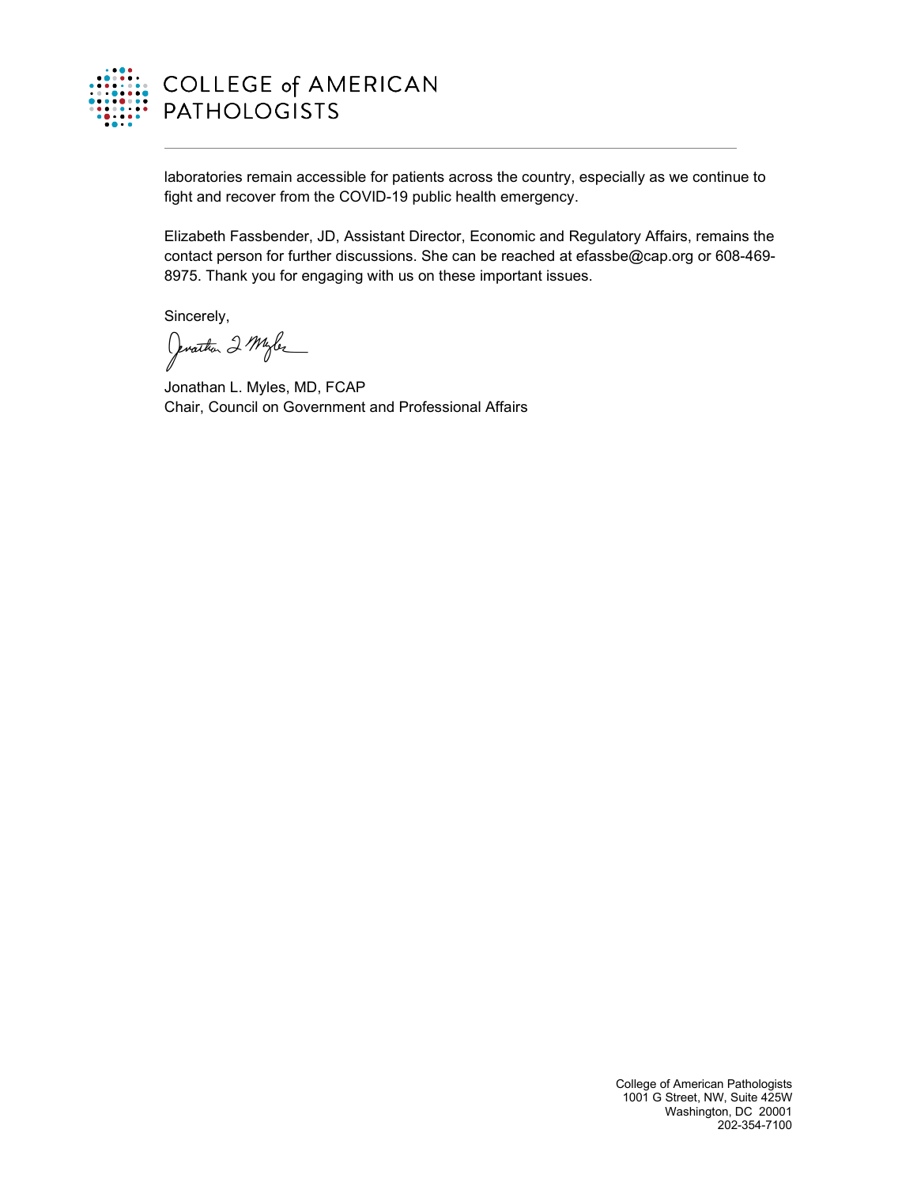laboratories remain accessible for patients across the country, especially as we continue to fight and recover from the COVID-19 public health emergency.

Elizabeth Fassbender, JD, Assistant Director, Economic and Regulatory Affairs, remains the contact person for further discussions. She can be reached at efassbe@cap.org or 608-469-8975. Thank you for engaging with us on these important issues.

Sincerely,

Jonathan L. Myles, MD, FCAP
Chair, Council on Government and Professional Affairs